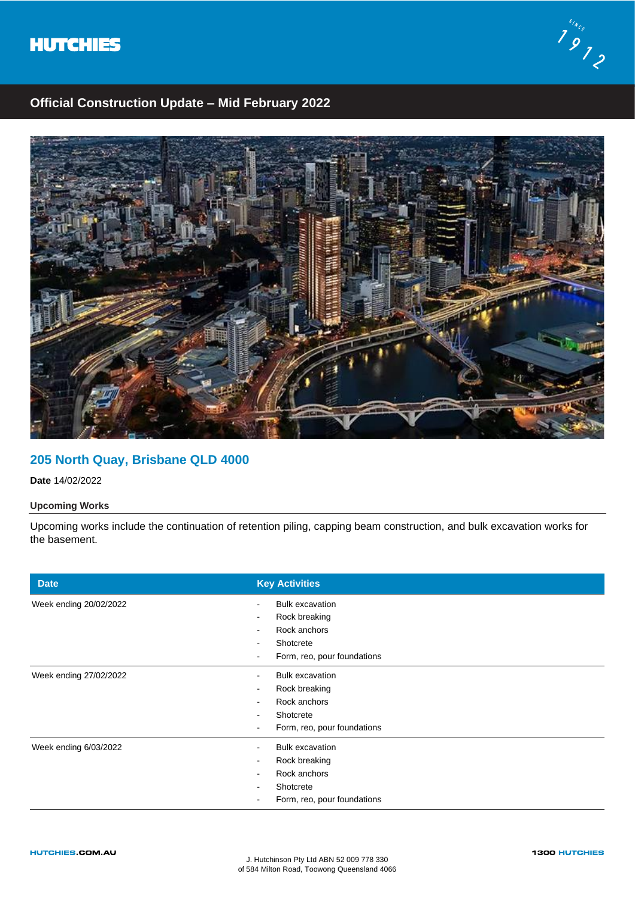HUTCHIES

SINCE 1912

## Official Construction Update – Mid February 2022

# 205 North Quay, Brisbane QLD 4000

**Date** 14/02/2022

### Upcoming Works

Upcoming works include the continuation of retention piling, capping beam construction, and bulk excavation works for the basement.

| Date | Key Activities |
|---|---|
| Week ending 20/02/2022 | - Bulk excavation<br>- Rock breaking<br>- Rock anchors<br>- Shotcrete<br>- Form, reo, pour foundations |
| Week ending 27/02/2022 | - Bulk excavation<br>- Rock breaking<br>- Rock anchors<br>- Shotcrete<br>- Form, reo, pour foundations |
| Week ending 6/03/2022 | - Bulk excavation<br>- Rock breaking<br>- Rock anchors<br>- Shotcrete<br>- Form, reo, pour foundations |

HUTCHIES.COM.AU

J. Hutchinson Pty Ltd ABN 52 009 778 330
of 584 Milton Road, Toowong Queensland 4066

1300 HUTCHIES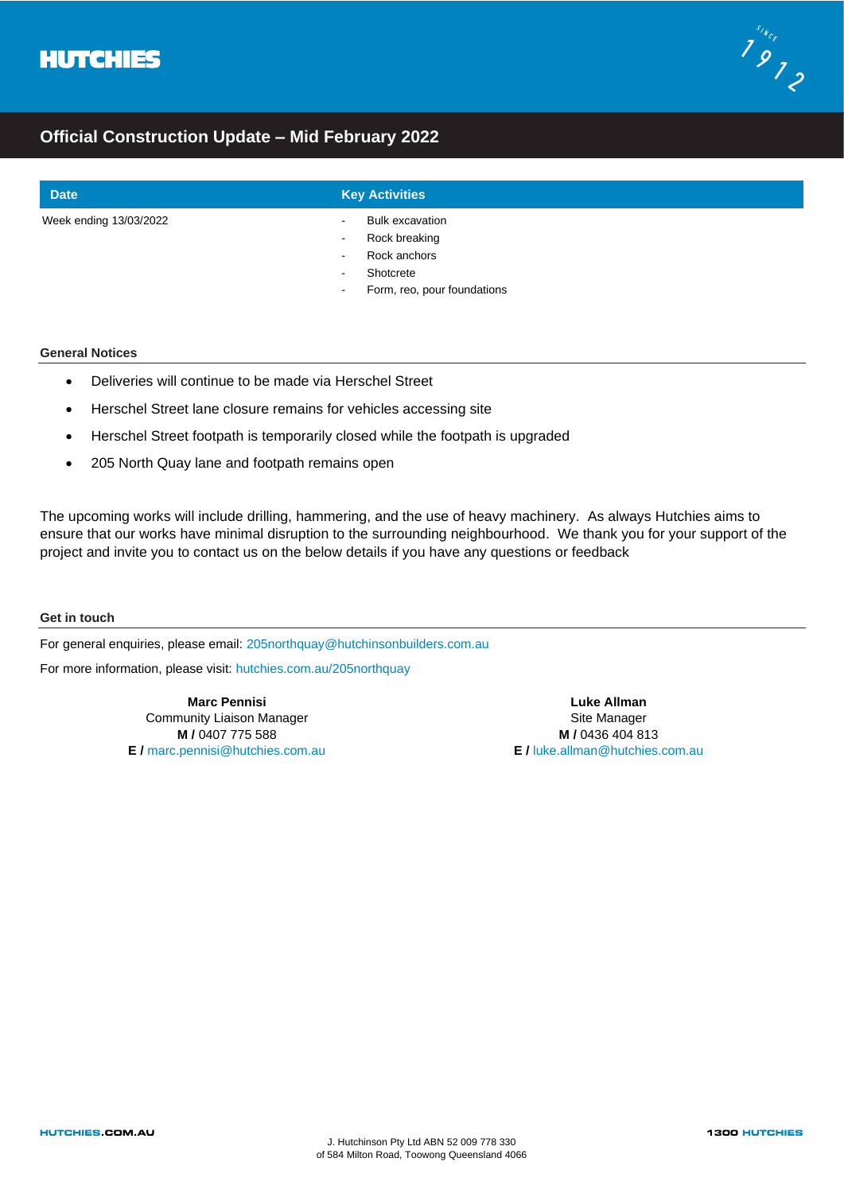# HUTCHIES

## Official Construction Update – Mid February 2022

| Date | Key Activities |
| --- | --- |
| Week ending 13/03/2022 | - Bulk excavation<br>- Rock breaking<br>- Rock anchors<br>- Shotcrete<br>- Form, reo, pour foundations |

### General Notices

- Deliveries will continue to be made via Herschel Street
- Herschel Street lane closure remains for vehicles accessing site
- Herschel Street footpath is temporarily closed while the footpath is upgraded
- 205 North Quay lane and footpath remains open

The upcoming works will include drilling, hammering, and the use of heavy machinery. As always Hutchies aims to ensure that our works have minimal disruption to the surrounding neighbourhood. We thank you for your support of the project and invite you to contact us on the below details if you have any questions or feedback

### Get in touch

For general enquiries, please email: 205northquay@hutchinsonbuilders.com.au

For more information, please visit: hutchies.com.au/205northquay

**Marc Pennisi**
Community Liaison Manager
**M /** 0407 775 588
**E /** marc.pennisi@hutchies.com.au

**Luke Allman**
Site Manager
**M /** 0436 404 813
**E /** luke.allman@hutchies.com.au

HUTCHIES.COM.AU

J. Hutchinson Pty Ltd ABN 52 009 778 330
of 584 Milton Road, Toowong Queensland 4066

1300 HUTCHIES